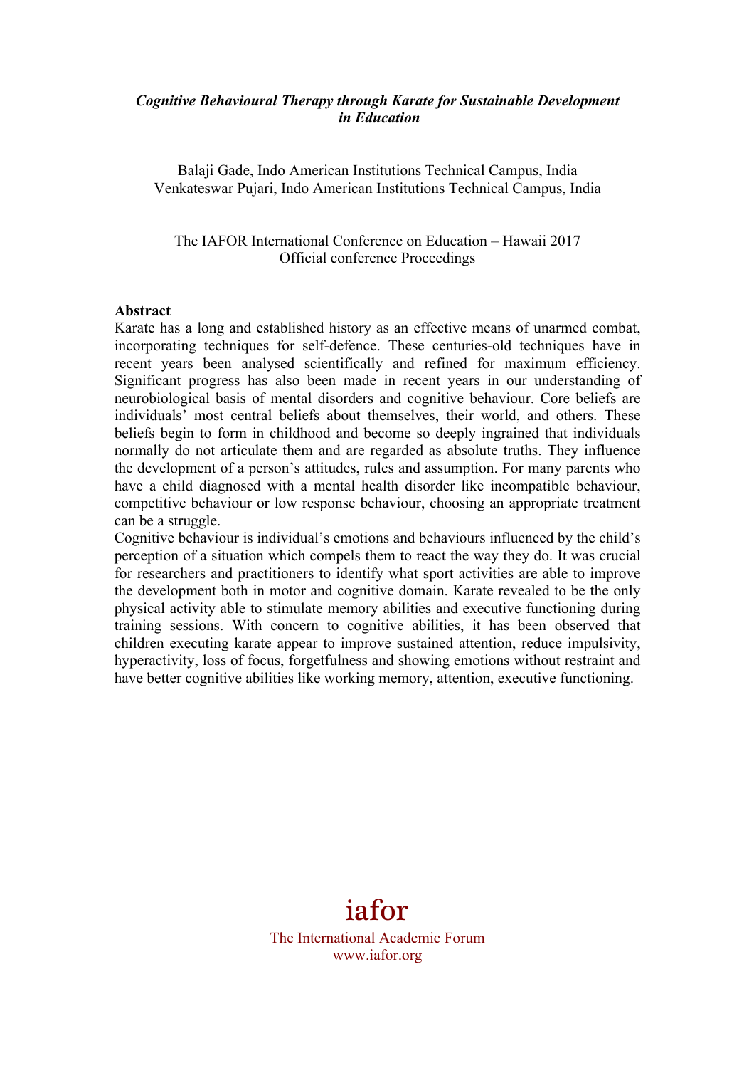***Cognitive Behavioural Therapy through Karate for Sustainable Development in Education***

Balaji Gade, Indo American Institutions Technical Campus, India
Venkateswar Pujari, Indo American Institutions Technical Campus, India

The IAFOR International Conference on Education – Hawaii 2017
Official conference Proceedings

**Abstract**

Karate has a long and established history as an effective means of unarmed combat, incorporating techniques for self-defence. These centuries-old techniques have in recent years been analysed scientifically and refined for maximum efficiency. Significant progress has also been made in recent years in our understanding of neurobiological basis of mental disorders and cognitive behaviour. Core beliefs are individuals' most central beliefs about themselves, their world, and others. These beliefs begin to form in childhood and become so deeply ingrained that individuals normally do not articulate them and are regarded as absolute truths. They influence the development of a person's attitudes, rules and assumption. For many parents who have a child diagnosed with a mental health disorder like incompatible behaviour, competitive behaviour or low response behaviour, choosing an appropriate treatment can be a struggle.

Cognitive behaviour is individual's emotions and behaviours influenced by the child's perception of a situation which compels them to react the way they do. It was crucial for researchers and practitioners to identify what sport activities are able to improve the development both in motor and cognitive domain. Karate revealed to be the only physical activity able to stimulate memory abilities and executive functioning during training sessions. With concern to cognitive abilities, it has been observed that children executing karate appear to improve sustained attention, reduce impulsivity, hyperactivity, loss of focus, forgetfulness and showing emotions without restraint and have better cognitive abilities like working memory, attention, executive functioning.

iafor
The International Academic Forum
www.iafor.org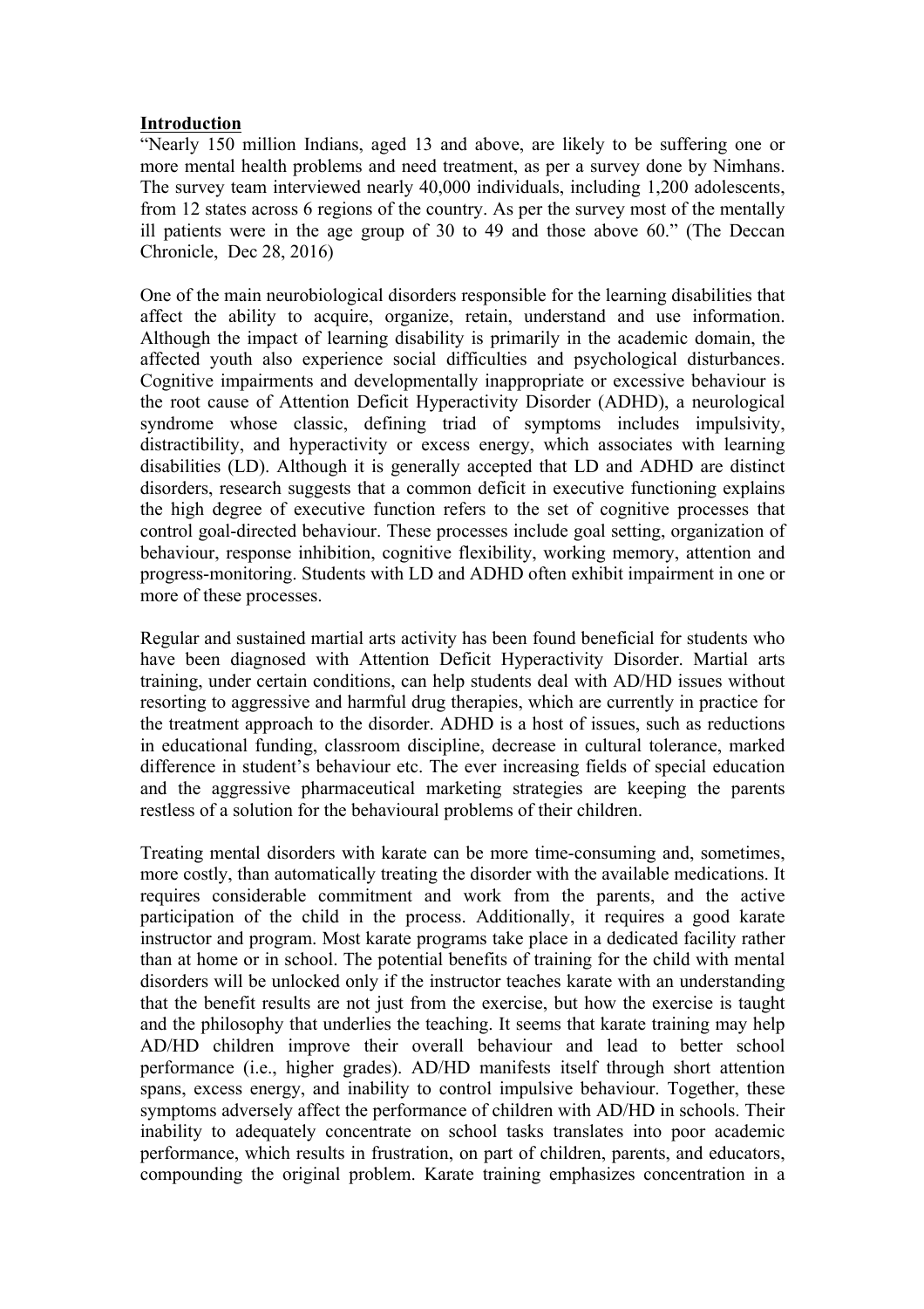**Introduction**

"Nearly 150 million Indians, aged 13 and above, are likely to be suffering one or more mental health problems and need treatment, as per a survey done by Nimhans. The survey team interviewed nearly 40,000 individuals, including 1,200 adolescents, from 12 states across 6 regions of the country. As per the survey most of the mentally ill patients were in the age group of 30 to 49 and those above 60." (The Deccan Chronicle, Dec 28, 2016)

One of the main neurobiological disorders responsible for the learning disabilities that affect the ability to acquire, organize, retain, understand and use information. Although the impact of learning disability is primarily in the academic domain, the affected youth also experience social difficulties and psychological disturbances. Cognitive impairments and developmentally inappropriate or excessive behaviour is the root cause of Attention Deficit Hyperactivity Disorder (ADHD), a neurological syndrome whose classic, defining triad of symptoms includes impulsivity, distractibility, and hyperactivity or excess energy, which associates with learning disabilities (LD). Although it is generally accepted that LD and ADHD are distinct disorders, research suggests that a common deficit in executive functioning explains the high degree of executive function refers to the set of cognitive processes that control goal-directed behaviour. These processes include goal setting, organization of behaviour, response inhibition, cognitive flexibility, working memory, attention and progress-monitoring. Students with LD and ADHD often exhibit impairment in one or more of these processes.

Regular and sustained martial arts activity has been found beneficial for students who have been diagnosed with Attention Deficit Hyperactivity Disorder. Martial arts training, under certain conditions, can help students deal with AD/HD issues without resorting to aggressive and harmful drug therapies, which are currently in practice for the treatment approach to the disorder. ADHD is a host of issues, such as reductions in educational funding, classroom discipline, decrease in cultural tolerance, marked difference in student's behaviour etc. The ever increasing fields of special education and the aggressive pharmaceutical marketing strategies are keeping the parents restless of a solution for the behavioural problems of their children.

Treating mental disorders with karate can be more time-consuming and, sometimes, more costly, than automatically treating the disorder with the available medications. It requires considerable commitment and work from the parents, and the active participation of the child in the process. Additionally, it requires a good karate instructor and program. Most karate programs take place in a dedicated facility rather than at home or in school. The potential benefits of training for the child with mental disorders will be unlocked only if the instructor teaches karate with an understanding that the benefit results are not just from the exercise, but how the exercise is taught and the philosophy that underlies the teaching. It seems that karate training may help AD/HD children improve their overall behaviour and lead to better school performance (i.e., higher grades). AD/HD manifests itself through short attention spans, excess energy, and inability to control impulsive behaviour. Together, these symptoms adversely affect the performance of children with AD/HD in schools. Their inability to adequately concentrate on school tasks translates into poor academic performance, which results in frustration, on part of children, parents, and educators, compounding the original problem. Karate training emphasizes concentration in a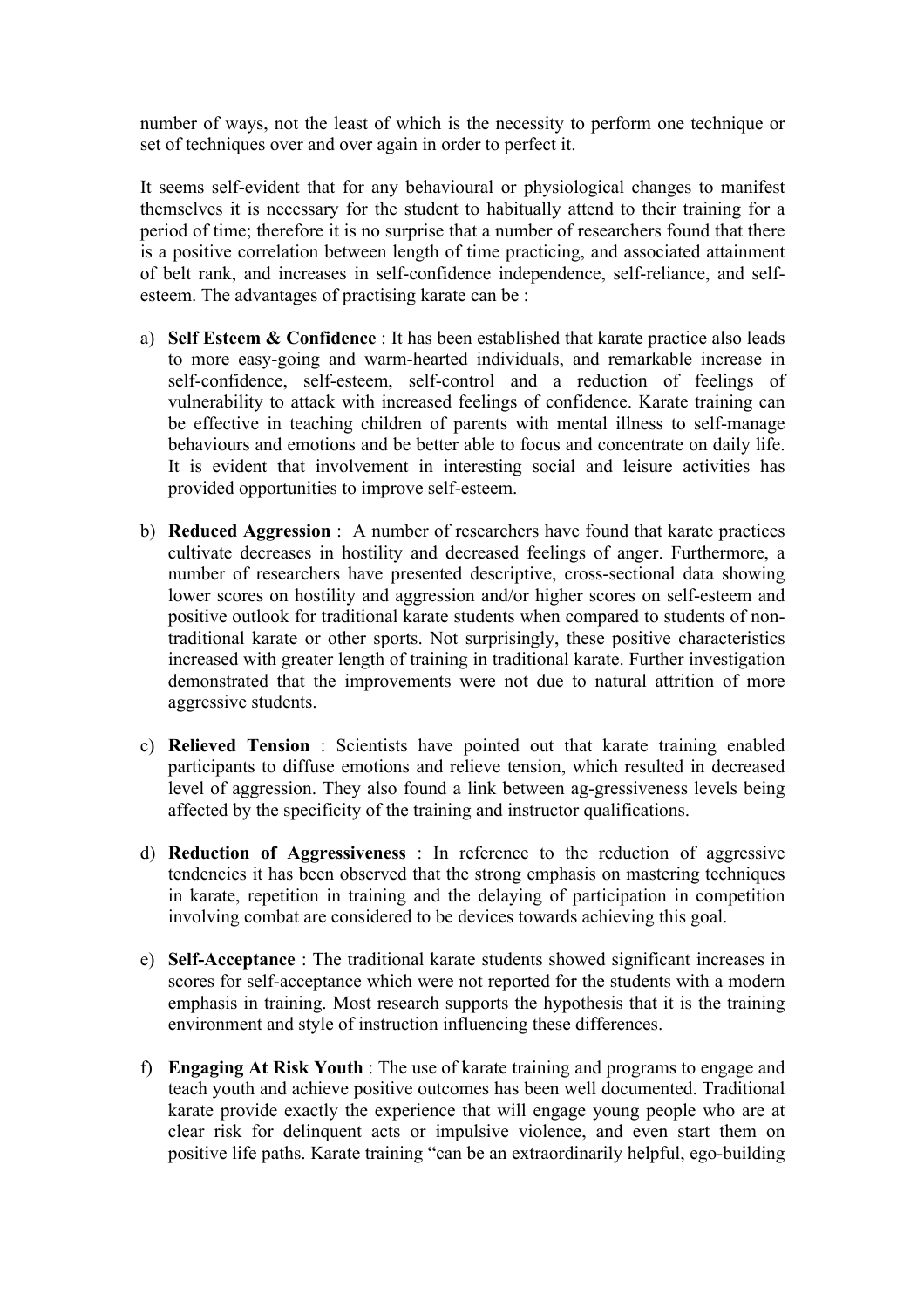number of ways, not the least of which is the necessity to perform one technique or set of techniques over and over again in order to perfect it.

It seems self-evident that for any behavioural or physiological changes to manifest themselves it is necessary for the student to habitually attend to their training for a period of time; therefore it is no surprise that a number of researchers found that there is a positive correlation between length of time practicing, and associated attainment of belt rank, and increases in self-confidence independence, self-reliance, and self-esteem. The advantages of practising karate can be :

a) **Self Esteem & Confidence** : It has been established that karate practice also leads to more easy-going and warm-hearted individuals, and remarkable increase in self-confidence, self-esteem, self-control and a reduction of feelings of vulnerability to attack with increased feelings of confidence. Karate training can be effective in teaching children of parents with mental illness to self-manage behaviours and emotions and be better able to focus and concentrate on daily life. It is evident that involvement in interesting social and leisure activities has provided opportunities to improve self-esteem.

b) **Reduced Aggression** : A number of researchers have found that karate practices cultivate decreases in hostility and decreased feelings of anger. Furthermore, a number of researchers have presented descriptive, cross-sectional data showing lower scores on hostility and aggression and/or higher scores on self-esteem and positive outlook for traditional karate students when compared to students of non-traditional karate or other sports. Not surprisingly, these positive characteristics increased with greater length of training in traditional karate. Further investigation demonstrated that the improvements were not due to natural attrition of more aggressive students.

c) **Relieved Tension** : Scientists have pointed out that karate training enabled participants to diffuse emotions and relieve tension, which resulted in decreased level of aggression. They also found a link between ag-gressiveness levels being affected by the specificity of the training and instructor qualifications.

d) **Reduction of Aggressiveness** : In reference to the reduction of aggressive tendencies it has been observed that the strong emphasis on mastering techniques in karate, repetition in training and the delaying of participation in competition involving combat are considered to be devices towards achieving this goal.

e) **Self-Acceptance** : The traditional karate students showed significant increases in scores for self-acceptance which were not reported for the students with a modern emphasis in training. Most research supports the hypothesis that it is the training environment and style of instruction influencing these differences.

f) **Engaging At Risk Youth** : The use of karate training and programs to engage and teach youth and achieve positive outcomes has been well documented. Traditional karate provide exactly the experience that will engage young people who are at clear risk for delinquent acts or impulsive violence, and even start them on positive life paths. Karate training "can be an extraordinarily helpful, ego-building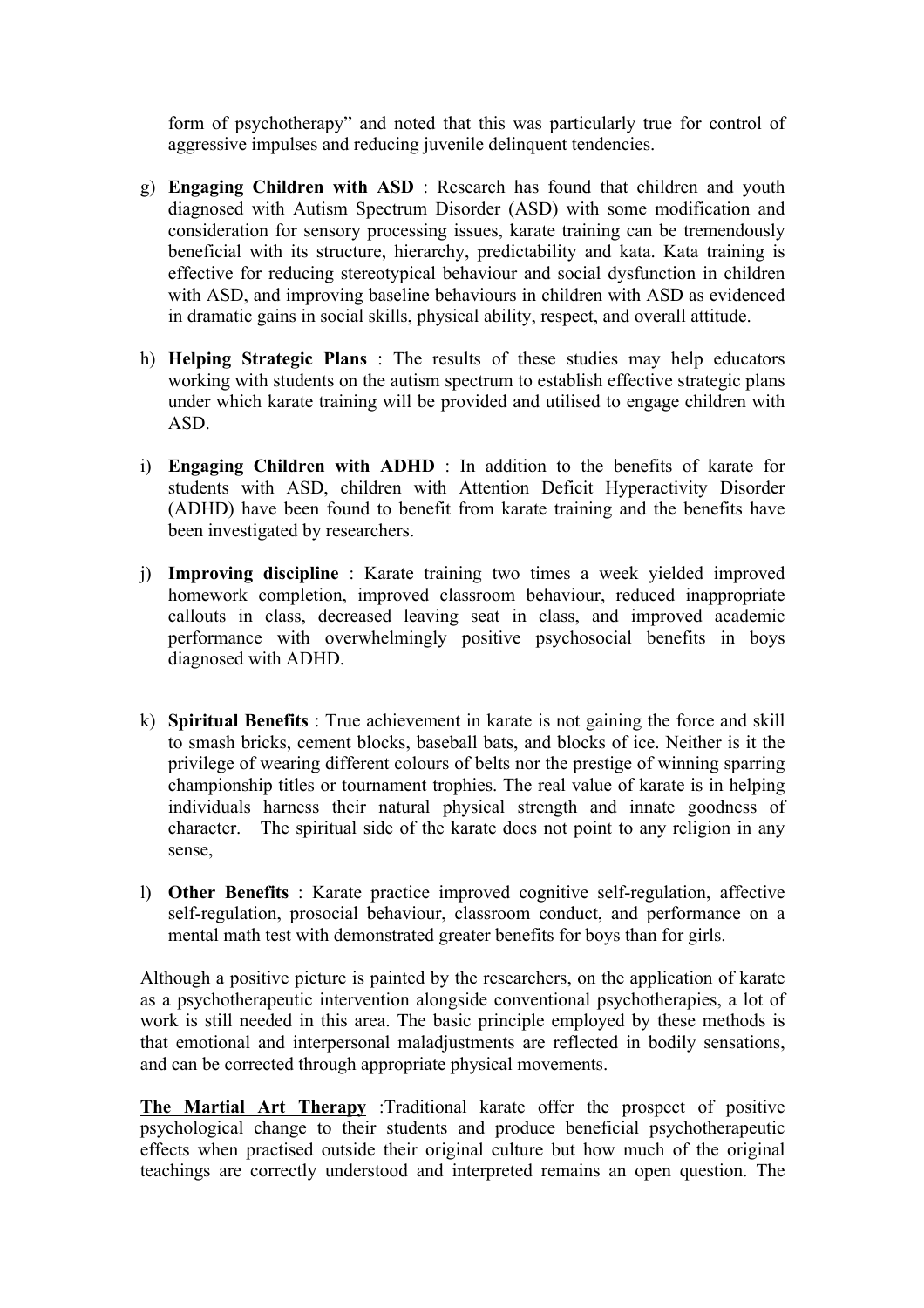form of psychotherapy" and noted that this was particularly true for control of aggressive impulses and reducing juvenile delinquent tendencies.

g) **Engaging Children with ASD** : Research has found that children and youth diagnosed with Autism Spectrum Disorder (ASD) with some modification and consideration for sensory processing issues, karate training can be tremendously beneficial with its structure, hierarchy, predictability and kata. Kata training is effective for reducing stereotypical behaviour and social dysfunction in children with ASD, and improving baseline behaviours in children with ASD as evidenced in dramatic gains in social skills, physical ability, respect, and overall attitude.

h) **Helping Strategic Plans** : The results of these studies may help educators working with students on the autism spectrum to establish effective strategic plans under which karate training will be provided and utilised to engage children with ASD.

i) **Engaging Children with ADHD** : In addition to the benefits of karate for students with ASD, children with Attention Deficit Hyperactivity Disorder (ADHD) have been found to benefit from karate training and the benefits have been investigated by researchers.

j) **Improving discipline** : Karate training two times a week yielded improved homework completion, improved classroom behaviour, reduced inappropriate callouts in class, decreased leaving seat in class, and improved academic performance with overwhelmingly positive psychosocial benefits in boys diagnosed with ADHD.

k) **Spiritual Benefits** : True achievement in karate is not gaining the force and skill to smash bricks, cement blocks, baseball bats, and blocks of ice. Neither is it the privilege of wearing different colours of belts nor the prestige of winning sparring championship titles or tournament trophies. The real value of karate is in helping individuals harness their natural physical strength and innate goodness of character. The spiritual side of the karate does not point to any religion in any sense,

l) **Other Benefits** : Karate practice improved cognitive self-regulation, affective self-regulation, prosocial behaviour, classroom conduct, and performance on a mental math test with demonstrated greater benefits for boys than for girls.

Although a positive picture is painted by the researchers, on the application of karate as a psychotherapeutic intervention alongside conventional psychotherapies, a lot of work is still needed in this area. The basic principle employed by these methods is that emotional and interpersonal maladjustments are reflected in bodily sensations, and can be corrected through appropriate physical movements.

**The Martial Art Therapy** :Traditional karate offer the prospect of positive psychological change to their students and produce beneficial psychotherapeutic effects when practised outside their original culture but how much of the original teachings are correctly understood and interpreted remains an open question. The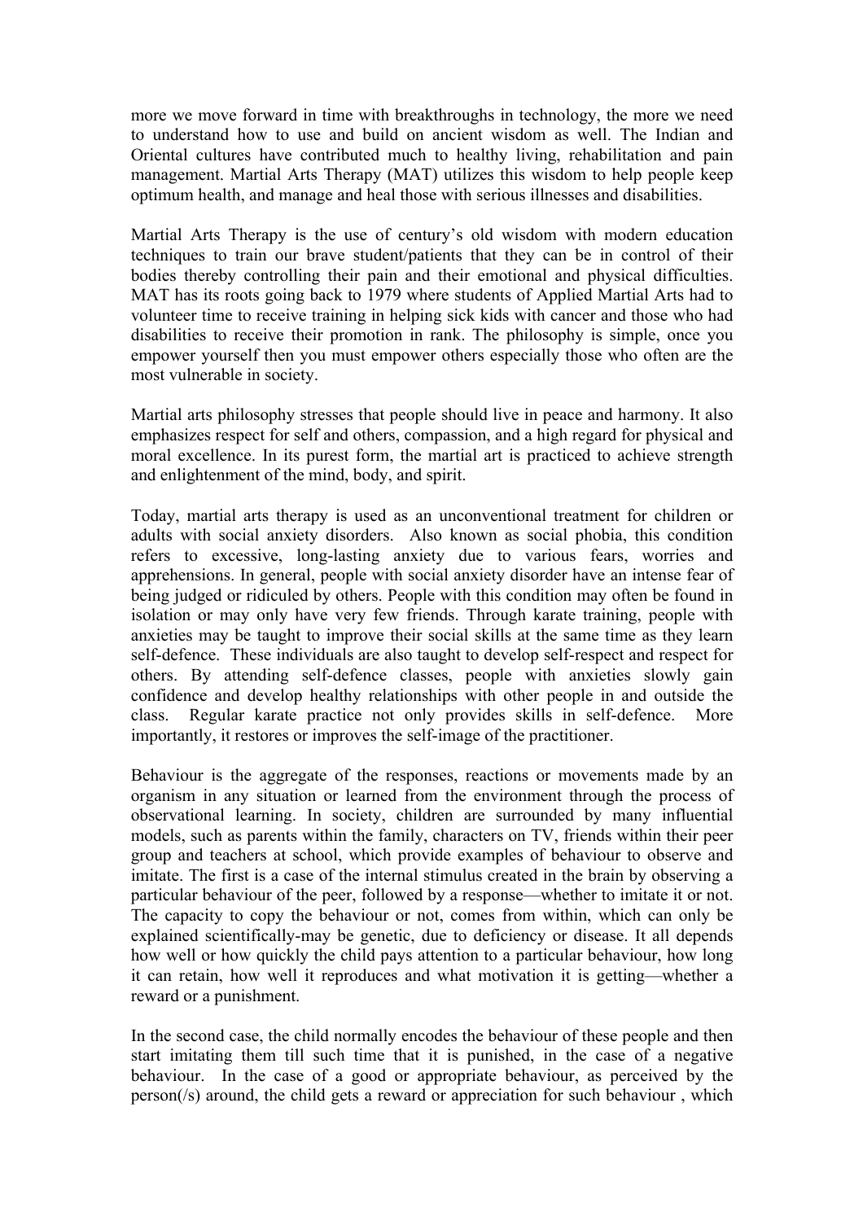more we move forward in time with breakthroughs in technology, the more we need to understand how to use and build on ancient wisdom as well. The Indian and Oriental cultures have contributed much to healthy living, rehabilitation and pain management. Martial Arts Therapy (MAT) utilizes this wisdom to help people keep optimum health, and manage and heal those with serious illnesses and disabilities.

Martial Arts Therapy is the use of century's old wisdom with modern education techniques to train our brave student/patients that they can be in control of their bodies thereby controlling their pain and their emotional and physical difficulties. MAT has its roots going back to 1979 where students of Applied Martial Arts had to volunteer time to receive training in helping sick kids with cancer and those who had disabilities to receive their promotion in rank. The philosophy is simple, once you empower yourself then you must empower others especially those who often are the most vulnerable in society.

Martial arts philosophy stresses that people should live in peace and harmony. It also emphasizes respect for self and others, compassion, and a high regard for physical and moral excellence. In its purest form, the martial art is practiced to achieve strength and enlightenment of the mind, body, and spirit.

Today, martial arts therapy is used as an unconventional treatment for children or adults with social anxiety disorders. Also known as social phobia, this condition refers to excessive, long-lasting anxiety due to various fears, worries and apprehensions. In general, people with social anxiety disorder have an intense fear of being judged or ridiculed by others. People with this condition may often be found in isolation or may only have very few friends. Through karate training, people with anxieties may be taught to improve their social skills at the same time as they learn self-defence. These individuals are also taught to develop self-respect and respect for others. By attending self-defence classes, people with anxieties slowly gain confidence and develop healthy relationships with other people in and outside the class. Regular karate practice not only provides skills in self-defence. More importantly, it restores or improves the self-image of the practitioner.

Behaviour is the aggregate of the responses, reactions or movements made by an organism in any situation or learned from the environment through the process of observational learning. In society, children are surrounded by many influential models, such as parents within the family, characters on TV, friends within their peer group and teachers at school, which provide examples of behaviour to observe and imitate. The first is a case of the internal stimulus created in the brain by observing a particular behaviour of the peer, followed by a response—whether to imitate it or not. The capacity to copy the behaviour or not, comes from within, which can only be explained scientifically-may be genetic, due to deficiency or disease. It all depends how well or how quickly the child pays attention to a particular behaviour, how long it can retain, how well it reproduces and what motivation it is getting—whether a reward or a punishment.

In the second case, the child normally encodes the behaviour of these people and then start imitating them till such time that it is punished, in the case of a negative behaviour. In the case of a good or appropriate behaviour, as perceived by the person(/s) around, the child gets a reward or appreciation for such behaviour , which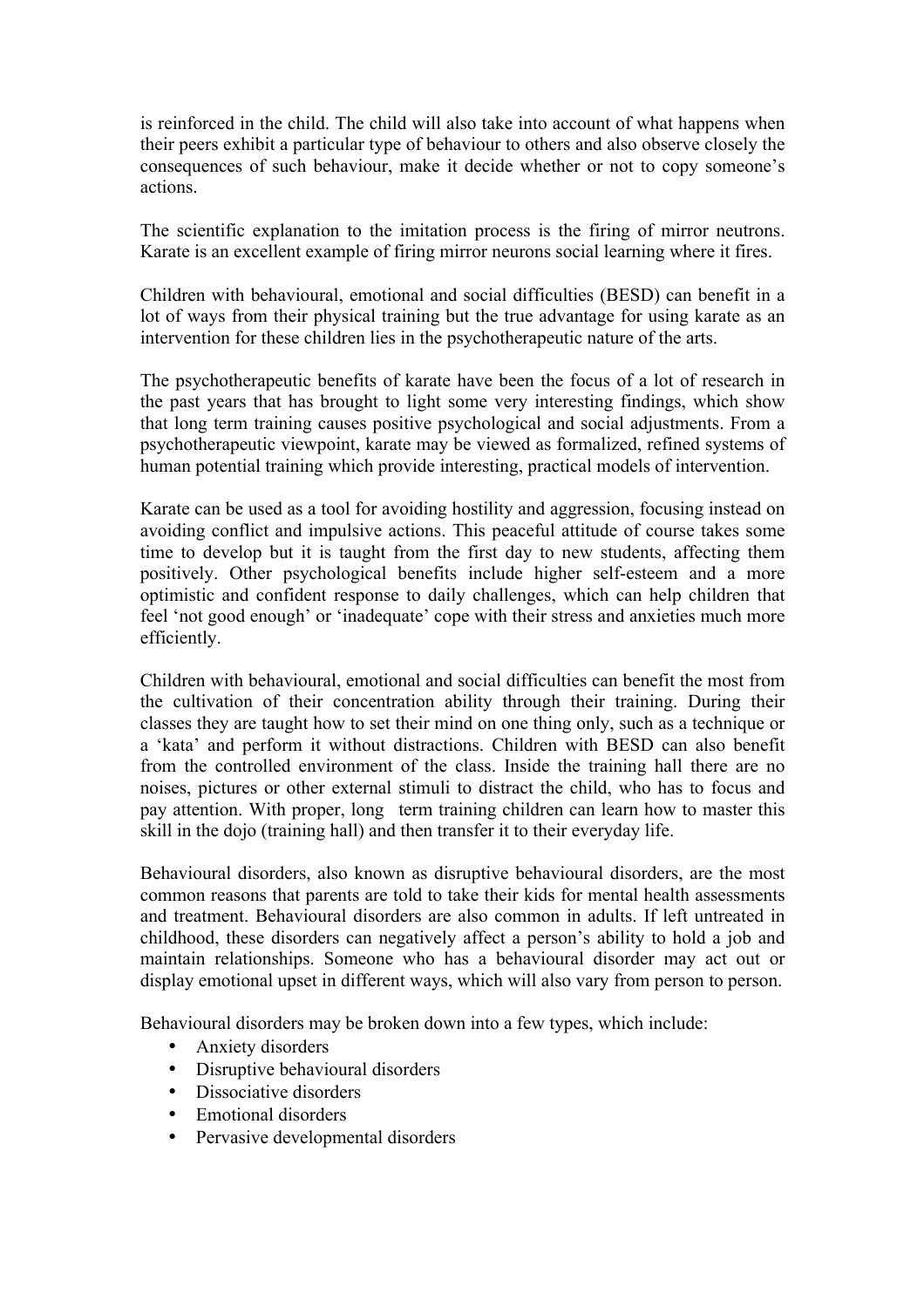is reinforced in the child. The child will also take into account of what happens when their peers exhibit a particular type of behaviour to others and also observe closely the consequences of such behaviour, make it decide whether or not to copy someone's actions.

The scientific explanation to the imitation process is the firing of mirror neutrons. Karate is an excellent example of firing mirror neurons social learning where it fires.

Children with behavioural, emotional and social difficulties (BESD) can benefit in a lot of ways from their physical training but the true advantage for using karate as an intervention for these children lies in the psychotherapeutic nature of the arts.

The psychotherapeutic benefits of karate have been the focus of a lot of research in the past years that has brought to light some very interesting findings, which show that long term training causes positive psychological and social adjustments. From a psychotherapeutic viewpoint, karate may be viewed as formalized, refined systems of human potential training which provide interesting, practical models of intervention.

Karate can be used as a tool for avoiding hostility and aggression, focusing instead on avoiding conflict and impulsive actions. This peaceful attitude of course takes some time to develop but it is taught from the first day to new students, affecting them positively. Other psychological benefits include higher self-esteem and a more optimistic and confident response to daily challenges, which can help children that feel 'not good enough' or 'inadequate' cope with their stress and anxieties much more efficiently.

Children with behavioural, emotional and social difficulties can benefit the most from the cultivation of their concentration ability through their training. During their classes they are taught how to set their mind on one thing only, such as a technique or a 'kata' and perform it without distractions. Children with BESD can also benefit from the controlled environment of the class. Inside the training hall there are no noises, pictures or other external stimuli to distract the child, who has to focus and pay attention. With proper, long term training children can learn how to master this skill in the dojo (training hall) and then transfer it to their everyday life.

Behavioural disorders, also known as disruptive behavioural disorders, are the most common reasons that parents are told to take their kids for mental health assessments and treatment. Behavioural disorders are also common in adults. If left untreated in childhood, these disorders can negatively affect a person's ability to hold a job and maintain relationships. Someone who has a behavioural disorder may act out or display emotional upset in different ways, which will also vary from person to person.

Behavioural disorders may be broken down into a few types, which include:

- Anxiety disorders
- Disruptive behavioural disorders
- Dissociative disorders
- Emotional disorders
- Pervasive developmental disorders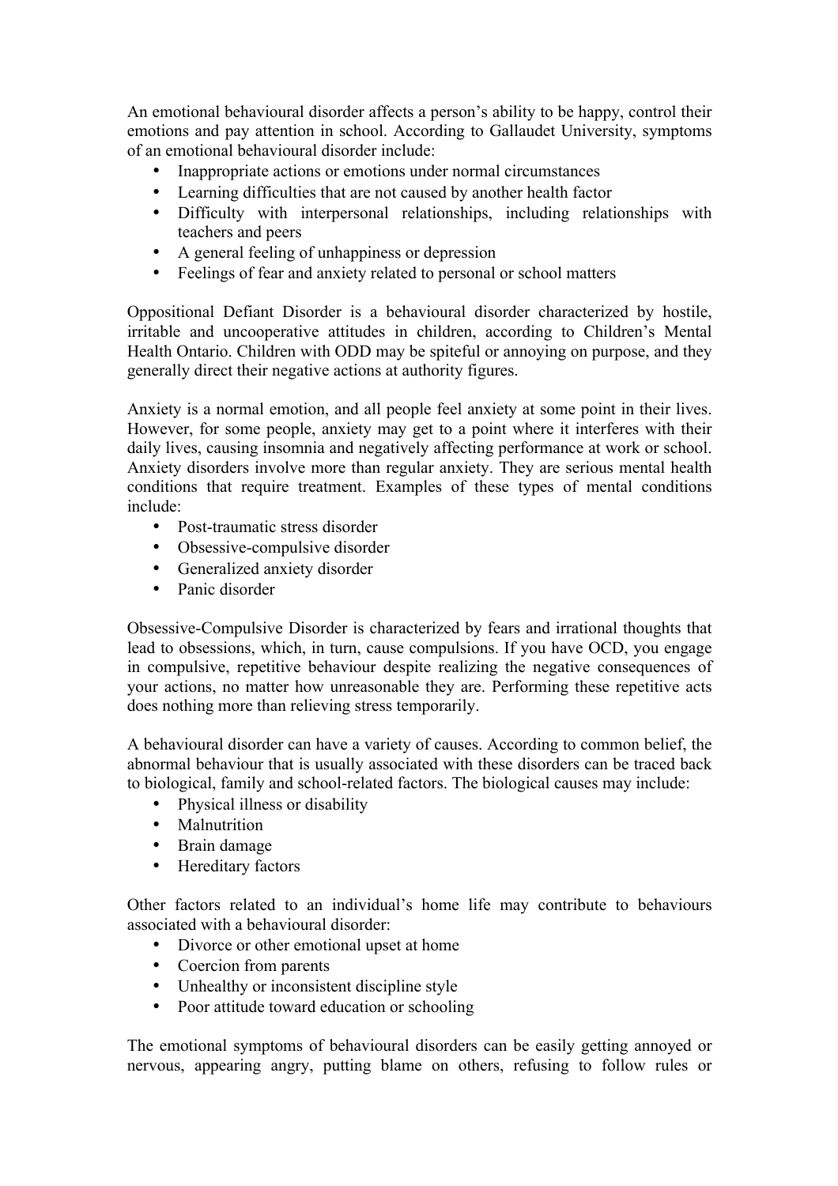An emotional behavioural disorder affects a person's ability to be happy, control their emotions and pay attention in school. According to Gallaudet University, symptoms of an emotional behavioural disorder include:

- Inappropriate actions or emotions under normal circumstances
- Learning difficulties that are not caused by another health factor
- Difficulty with interpersonal relationships, including relationships with teachers and peers
- A general feeling of unhappiness or depression
- Feelings of fear and anxiety related to personal or school matters

Oppositional Defiant Disorder is a behavioural disorder characterized by hostile, irritable and uncooperative attitudes in children, according to Children's Mental Health Ontario. Children with ODD may be spiteful or annoying on purpose, and they generally direct their negative actions at authority figures.

Anxiety is a normal emotion, and all people feel anxiety at some point in their lives. However, for some people, anxiety may get to a point where it interferes with their daily lives, causing insomnia and negatively affecting performance at work or school. Anxiety disorders involve more than regular anxiety. They are serious mental health conditions that require treatment. Examples of these types of mental conditions include:

- Post-traumatic stress disorder
- Obsessive-compulsive disorder
- Generalized anxiety disorder
- Panic disorder

Obsessive-Compulsive Disorder is characterized by fears and irrational thoughts that lead to obsessions, which, in turn, cause compulsions. If you have OCD, you engage in compulsive, repetitive behaviour despite realizing the negative consequences of your actions, no matter how unreasonable they are. Performing these repetitive acts does nothing more than relieving stress temporarily.

A behavioural disorder can have a variety of causes. According to common belief, the abnormal behaviour that is usually associated with these disorders can be traced back to biological, family and school-related factors. The biological causes may include:

- Physical illness or disability
- Malnutrition
- Brain damage
- Hereditary factors

Other factors related to an individual's home life may contribute to behaviours associated with a behavioural disorder:

- Divorce or other emotional upset at home
- Coercion from parents
- Unhealthy or inconsistent discipline style
- Poor attitude toward education or schooling

The emotional symptoms of behavioural disorders can be easily getting annoyed or nervous, appearing angry, putting blame on others, refusing to follow rules or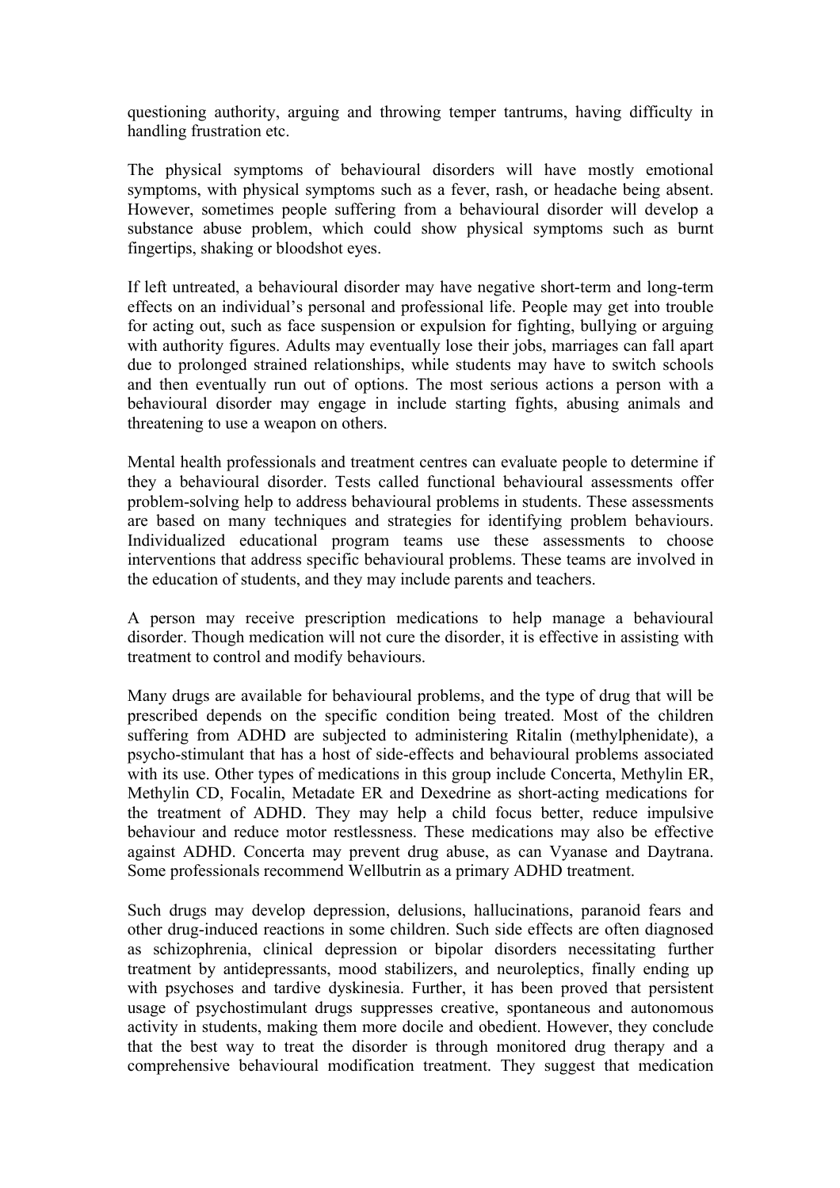questioning authority, arguing and throwing temper tantrums, having difficulty in handling frustration etc.

The physical symptoms of behavioural disorders will have mostly emotional symptoms, with physical symptoms such as a fever, rash, or headache being absent. However, sometimes people suffering from a behavioural disorder will develop a substance abuse problem, which could show physical symptoms such as burnt fingertips, shaking or bloodshot eyes.

If left untreated, a behavioural disorder may have negative short-term and long-term effects on an individual's personal and professional life. People may get into trouble for acting out, such as face suspension or expulsion for fighting, bullying or arguing with authority figures. Adults may eventually lose their jobs, marriages can fall apart due to prolonged strained relationships, while students may have to switch schools and then eventually run out of options. The most serious actions a person with a behavioural disorder may engage in include starting fights, abusing animals and threatening to use a weapon on others.

Mental health professionals and treatment centres can evaluate people to determine if they a behavioural disorder. Tests called functional behavioural assessments offer problem-solving help to address behavioural problems in students. These assessments are based on many techniques and strategies for identifying problem behaviours. Individualized educational program teams use these assessments to choose interventions that address specific behavioural problems. These teams are involved in the education of students, and they may include parents and teachers.

A person may receive prescription medications to help manage a behavioural disorder. Though medication will not cure the disorder, it is effective in assisting with treatment to control and modify behaviours.

Many drugs are available for behavioural problems, and the type of drug that will be prescribed depends on the specific condition being treated. Most of the children suffering from ADHD are subjected to administering Ritalin (methylphenidate), a psycho-stimulant that has a host of side-effects and behavioural problems associated with its use. Other types of medications in this group include Concerta, Methylin ER, Methylin CD, Focalin, Metadate ER and Dexedrine as short-acting medications for the treatment of ADHD. They may help a child focus better, reduce impulsive behaviour and reduce motor restlessness. These medications may also be effective against ADHD. Concerta may prevent drug abuse, as can Vyanase and Daytrana. Some professionals recommend Wellbutrin as a primary ADHD treatment.

Such drugs may develop depression, delusions, hallucinations, paranoid fears and other drug-induced reactions in some children. Such side effects are often diagnosed as schizophrenia, clinical depression or bipolar disorders necessitating further treatment by antidepressants, mood stabilizers, and neuroleptics, finally ending up with psychoses and tardive dyskinesia. Further, it has been proved that persistent usage of psychostimulant drugs suppresses creative, spontaneous and autonomous activity in students, making them more docile and obedient. However, they conclude that the best way to treat the disorder is through monitored drug therapy and a comprehensive behavioural modification treatment. They suggest that medication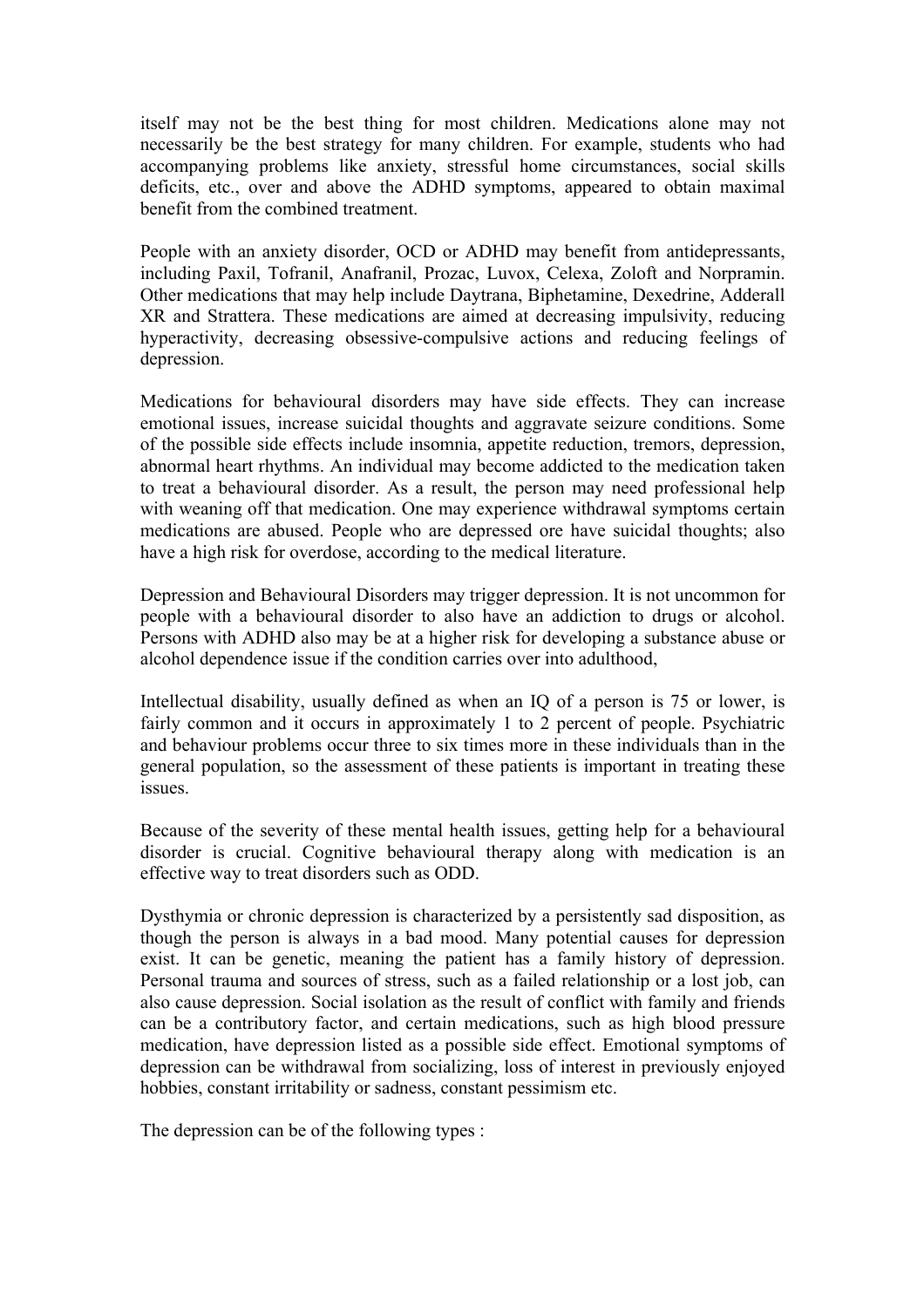itself may not be the best thing for most children. Medications alone may not necessarily be the best strategy for many children. For example, students who had accompanying problems like anxiety, stressful home circumstances, social skills deficits, etc., over and above the ADHD symptoms, appeared to obtain maximal benefit from the combined treatment.

People with an anxiety disorder, OCD or ADHD may benefit from antidepressants, including Paxil, Tofranil, Anafranil, Prozac, Luvox, Celexa, Zoloft and Norpramin. Other medications that may help include Daytrana, Biphetamine, Dexedrine, Adderall XR and Strattera. These medications are aimed at decreasing impulsivity, reducing hyperactivity, decreasing obsessive-compulsive actions and reducing feelings of depression.

Medications for behavioural disorders may have side effects. They can increase emotional issues, increase suicidal thoughts and aggravate seizure conditions. Some of the possible side effects include insomnia, appetite reduction, tremors, depression, abnormal heart rhythms. An individual may become addicted to the medication taken to treat a behavioural disorder. As a result, the person may need professional help with weaning off that medication. One may experience withdrawal symptoms certain medications are abused. People who are depressed ore have suicidal thoughts; also have a high risk for overdose, according to the medical literature.

Depression and Behavioural Disorders may trigger depression. It is not uncommon for people with a behavioural disorder to also have an addiction to drugs or alcohol. Persons with ADHD also may be at a higher risk for developing a substance abuse or alcohol dependence issue if the condition carries over into adulthood,

Intellectual disability, usually defined as when an IQ of a person is 75 or lower, is fairly common and it occurs in approximately 1 to 2 percent of people. Psychiatric and behaviour problems occur three to six times more in these individuals than in the general population, so the assessment of these patients is important in treating these issues.

Because of the severity of these mental health issues, getting help for a behavioural disorder is crucial. Cognitive behavioural therapy along with medication is an effective way to treat disorders such as ODD.

Dysthymia or chronic depression is characterized by a persistently sad disposition, as though the person is always in a bad mood. Many potential causes for depression exist. It can be genetic, meaning the patient has a family history of depression. Personal trauma and sources of stress, such as a failed relationship or a lost job, can also cause depression. Social isolation as the result of conflict with family and friends can be a contributory factor, and certain medications, such as high blood pressure medication, have depression listed as a possible side effect. Emotional symptoms of depression can be withdrawal from socializing, loss of interest in previously enjoyed hobbies, constant irritability or sadness, constant pessimism etc.

The depression can be of the following types :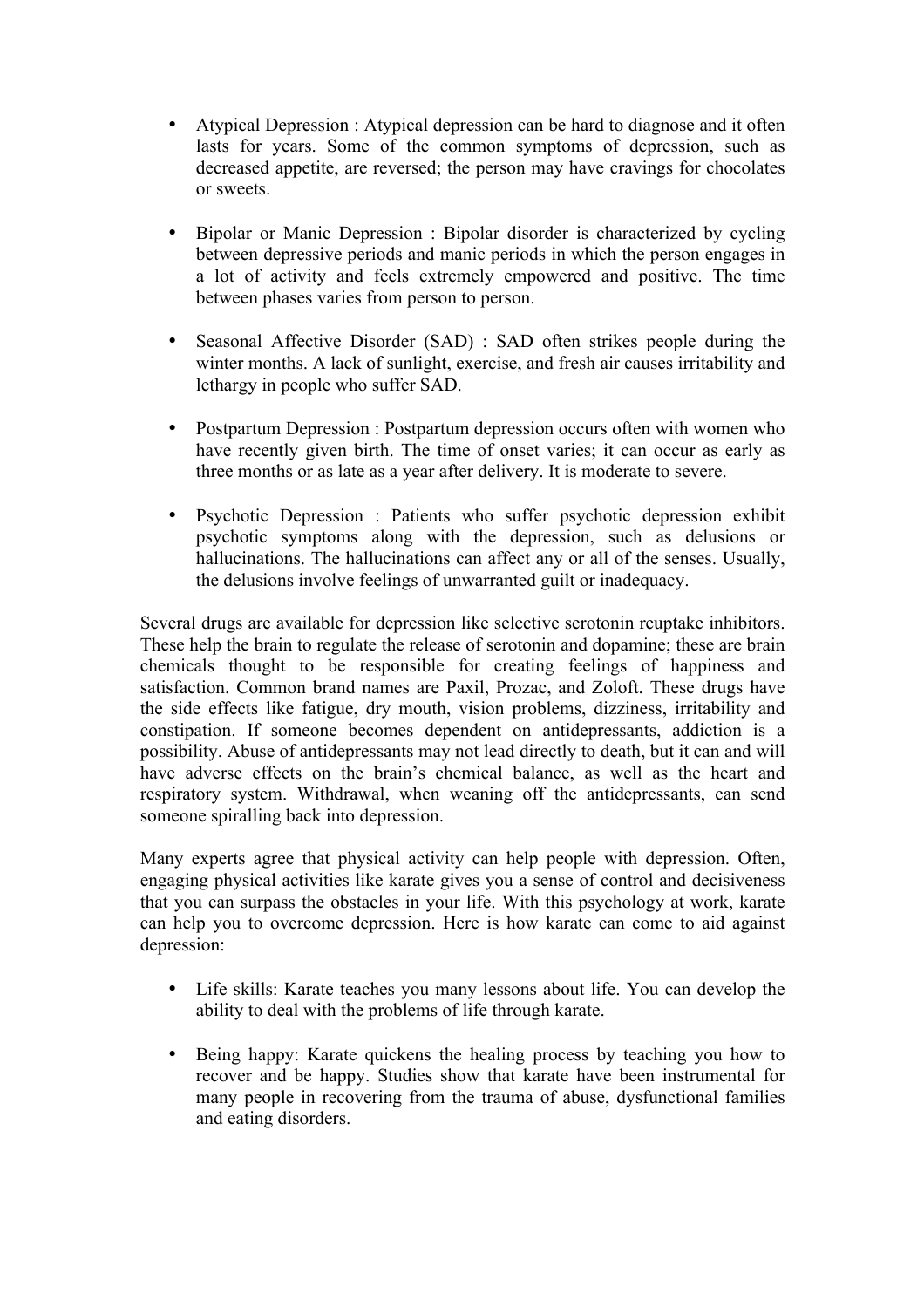- Atypical Depression : Atypical depression can be hard to diagnose and it often lasts for years. Some of the common symptoms of depression, such as decreased appetite, are reversed; the person may have cravings for chocolates or sweets.

- Bipolar or Manic Depression : Bipolar disorder is characterized by cycling between depressive periods and manic periods in which the person engages in a lot of activity and feels extremely empowered and positive. The time between phases varies from person to person.

- Seasonal Affective Disorder (SAD) : SAD often strikes people during the winter months. A lack of sunlight, exercise, and fresh air causes irritability and lethargy in people who suffer SAD.

- Postpartum Depression : Postpartum depression occurs often with women who have recently given birth. The time of onset varies; it can occur as early as three months or as late as a year after delivery. It is moderate to severe.

- Psychotic Depression : Patients who suffer psychotic depression exhibit psychotic symptoms along with the depression, such as delusions or hallucinations. The hallucinations can affect any or all of the senses. Usually, the delusions involve feelings of unwarranted guilt or inadequacy.

Several drugs are available for depression like selective serotonin reuptake inhibitors. These help the brain to regulate the release of serotonin and dopamine; these are brain chemicals thought to be responsible for creating feelings of happiness and satisfaction. Common brand names are Paxil, Prozac, and Zoloft. These drugs have the side effects like fatigue, dry mouth, vision problems, dizziness, irritability and constipation. If someone becomes dependent on antidepressants, addiction is a possibility. Abuse of antidepressants may not lead directly to death, but it can and will have adverse effects on the brain's chemical balance, as well as the heart and respiratory system. Withdrawal, when weaning off the antidepressants, can send someone spiralling back into depression.

Many experts agree that physical activity can help people with depression. Often, engaging physical activities like karate gives you a sense of control and decisiveness that you can surpass the obstacles in your life. With this psychology at work, karate can help you to overcome depression. Here is how karate can come to aid against depression:

- Life skills: Karate teaches you many lessons about life. You can develop the ability to deal with the problems of life through karate.

- Being happy: Karate quickens the healing process by teaching you how to recover and be happy. Studies show that karate have been instrumental for many people in recovering from the trauma of abuse, dysfunctional families and eating disorders.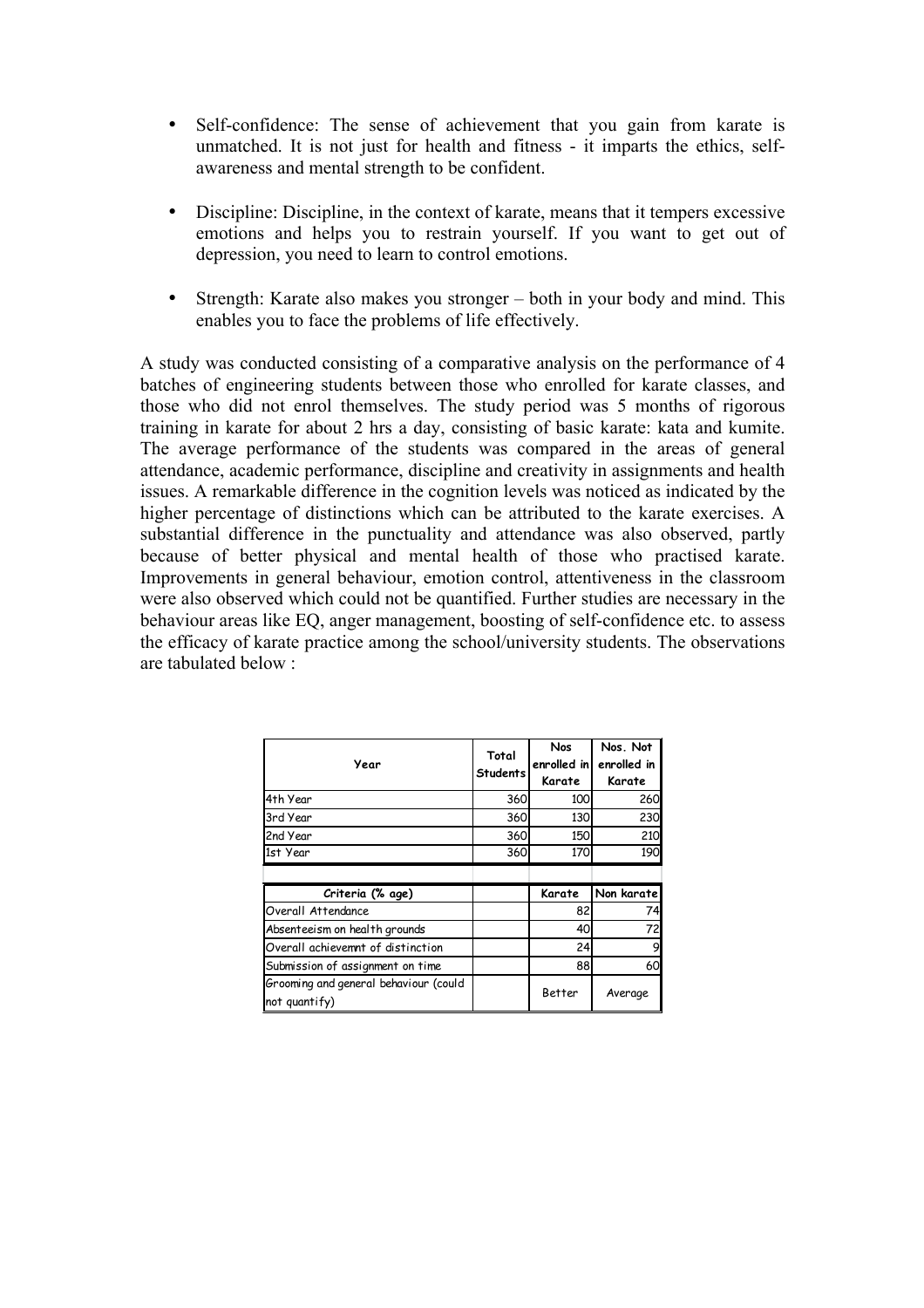- Self-confidence: The sense of achievement that you gain from karate is unmatched. It is not just for health and fitness - it imparts the ethics, self-awareness and mental strength to be confident.

- Discipline: Discipline, in the context of karate, means that it tempers excessive emotions and helps you to restrain yourself. If you want to get out of depression, you need to learn to control emotions.

- Strength: Karate also makes you stronger – both in your body and mind. This enables you to face the problems of life effectively.

A study was conducted consisting of a comparative analysis on the performance of 4 batches of engineering students between those who enrolled for karate classes, and those who did not enrol themselves. The study period was 5 months of rigorous training in karate for about 2 hrs a day, consisting of basic karate: kata and kumite. The average performance of the students was compared in the areas of general attendance, academic performance, discipline and creativity in assignments and health issues. A remarkable difference in the cognition levels was noticed as indicated by the higher percentage of distinctions which can be attributed to the karate exercises. A substantial difference in the punctuality and attendance was also observed, partly because of better physical and mental health of those who practised karate. Improvements in general behaviour, emotion control, attentiveness in the classroom were also observed which could not be quantified. Further studies are necessary in the behaviour areas like EQ, anger management, boosting of self-confidence etc. to assess the efficacy of karate practice among the school/university students. The observations are tabulated below :

| Year | Total Students | Nos enrolled in Karate | Nos. Not enrolled in Karate |
|---|---|---|---|
| 4th Year | 360 | 100 | 260 |
| 3rd Year | 360 | 130 | 230 |
| 2nd Year | 360 | 150 | 210 |
| 1st Year | 360 | 170 | 190 |
| | | | |
| **Criteria (% age)** | | **Karate** | **Non karate** |
| Overall Attendance | | 82 | 74 |
| Absenteeism on health grounds | | 40 | 72 |
| Overall achievemnt of distinction | | 24 | 9 |
| Submission of assignment on time | | 88 | 60 |
| Grooming and general behaviour (could not quantify) | | Better | Average |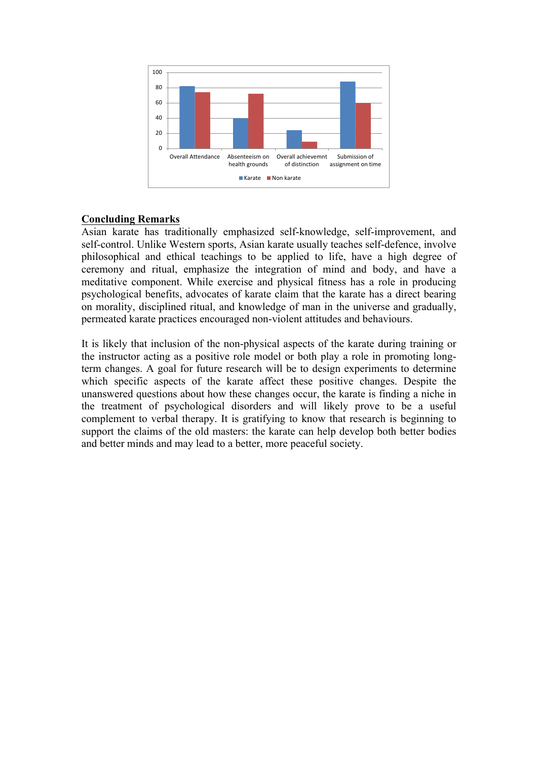## Concluding Remarks

Asian karate has traditionally emphasized self-knowledge, self-improvement, and self-control. Unlike Western sports, Asian karate usually teaches self-defence, involve philosophical and ethical teachings to be applied to life, have a high degree of ceremony and ritual, emphasize the integration of mind and body, and have a meditative component. While exercise and physical fitness has a role in producing psychological benefits, advocates of karate claim that the karate has a direct bearing on morality, disciplined ritual, and knowledge of man in the universe and gradually, permeated karate practices encouraged non-violent attitudes and behaviours.

It is likely that inclusion of the non-physical aspects of the karate during training or the instructor acting as a positive role model or both play a role in promoting long-term changes. A goal for future research will be to design experiments to determine which specific aspects of the karate affect these positive changes. Despite the unanswered questions about how these changes occur, the karate is finding a niche in the treatment of psychological disorders and will likely prove to be a useful complement to verbal therapy. It is gratifying to know that research is beginning to support the claims of the old masters: the karate can help develop both better bodies and better minds and may lead to a better, more peaceful society.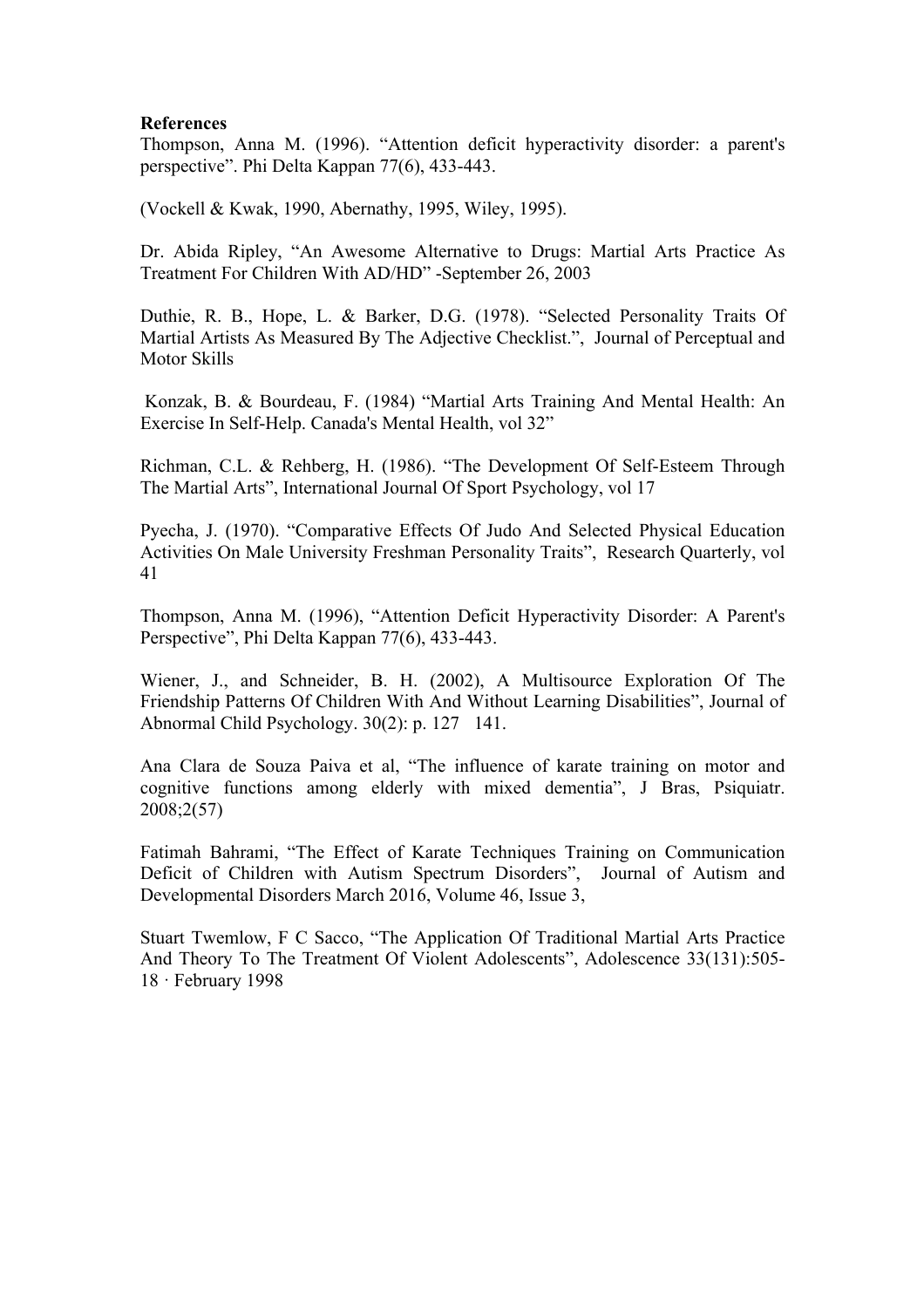**References**

Thompson, Anna M. (1996). "Attention deficit hyperactivity disorder: a parent's perspective". Phi Delta Kappan 77(6), 433-443.

(Vockell & Kwak, 1990, Abernathy, 1995, Wiley, 1995).

Dr. Abida Ripley, "An Awesome Alternative to Drugs: Martial Arts Practice As Treatment For Children With AD/HD" -September 26, 2003

Duthie, R. B., Hope, L. & Barker, D.G. (1978). "Selected Personality Traits Of Martial Artists As Measured By The Adjective Checklist.", Journal of Perceptual and Motor Skills

Konzak, B. & Bourdeau, F. (1984) "Martial Arts Training And Mental Health: An Exercise In Self-Help. Canada's Mental Health, vol 32"

Richman, C.L. & Rehberg, H. (1986). "The Development Of Self-Esteem Through The Martial Arts", International Journal Of Sport Psychology, vol 17

Pyecha, J. (1970). "Comparative Effects Of Judo And Selected Physical Education Activities On Male University Freshman Personality Traits", Research Quarterly, vol 41

Thompson, Anna M. (1996), "Attention Deficit Hyperactivity Disorder: A Parent's Perspective", Phi Delta Kappan 77(6), 433-443.

Wiener, J., and Schneider, B. H. (2002), A Multisource Exploration Of The Friendship Patterns Of Children With And Without Learning Disabilities", Journal of Abnormal Child Psychology. 30(2): p. 127 141.

Ana Clara de Souza Paiva et al, "The influence of karate training on motor and cognitive functions among elderly with mixed dementia", J Bras, Psiquiatr. 2008;2(57)

Fatimah Bahrami, "The Effect of Karate Techniques Training on Communication Deficit of Children with Autism Spectrum Disorders", Journal of Autism and Developmental Disorders March 2016, Volume 46, Issue 3,

Stuart Twemlow, F C Sacco, "The Application Of Traditional Martial Arts Practice And Theory To The Treatment Of Violent Adolescents", Adolescence 33(131):505-18 · February 1998